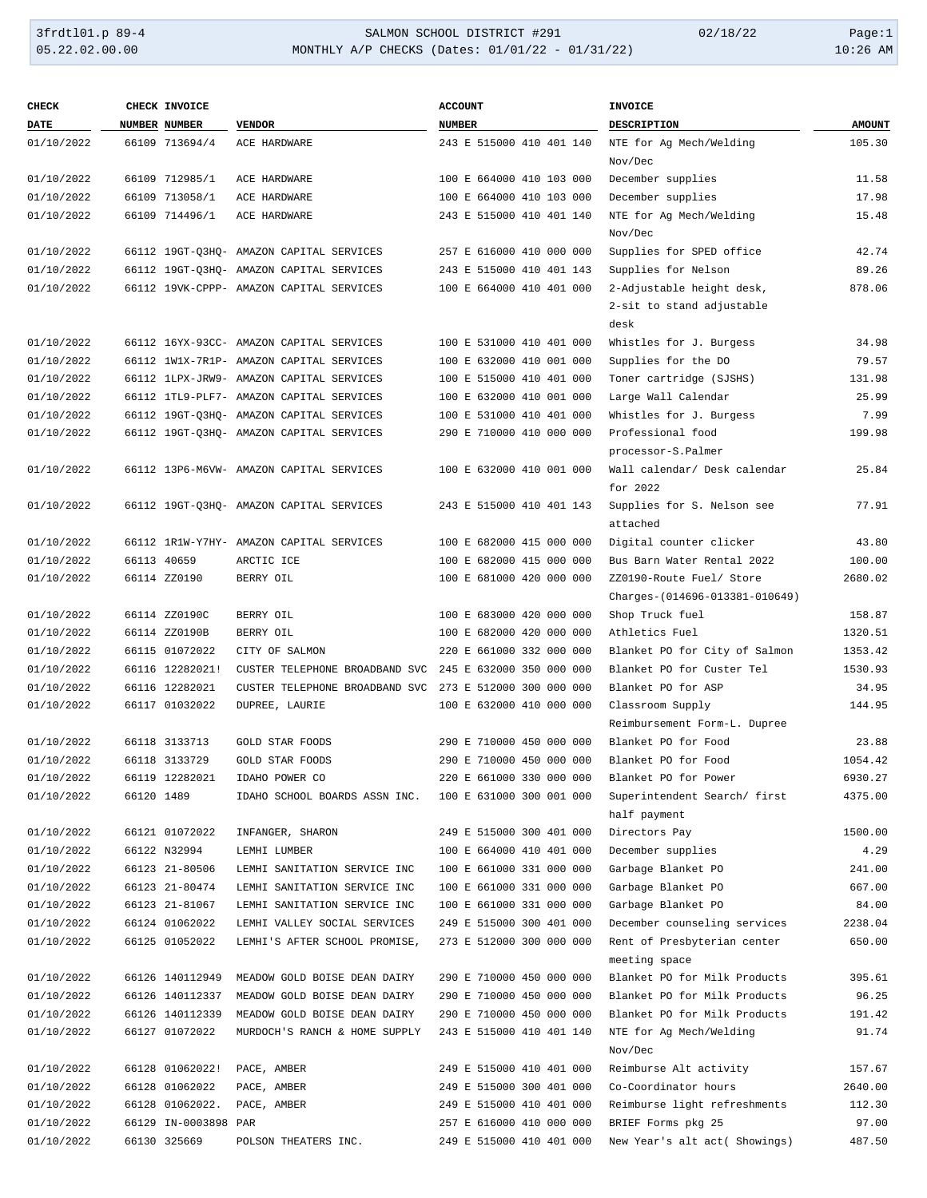SALMON SCHOOL DISTRICT #291

MONTHLY A/P CHECKS (Dates: 01/01/22 - 01/31/22)

| CHECK DATE | CHECK NUMBER | INVOICE NUMBER | VENDOR | ACCOUNT NUMBER | INVOICE DESCRIPTION | AMOUNT |
|---|---|---|---|---|---|---|
| 01/10/2022 | 66109 | 713694/4 | ACE HARDWARE | 243 E 515000 410 401 140 | NTE for Ag Mech/Welding Nov/Dec | 105.30 |
| 01/10/2022 | 66109 | 712985/1 | ACE HARDWARE | 100 E 664000 410 103 000 | December supplies | 11.58 |
| 01/10/2022 | 66109 | 713058/1 | ACE HARDWARE | 100 E 664000 410 103 000 | December supplies | 17.98 |
| 01/10/2022 | 66109 | 714496/1 | ACE HARDWARE | 243 E 515000 410 401 140 | NTE for Ag Mech/Welding Nov/Dec | 15.48 |
| 01/10/2022 | 66112 | 19GT-Q3HQ- | AMAZON CAPITAL SERVICES | 257 E 616000 410 000 000 | Supplies for SPED office | 42.74 |
| 01/10/2022 | 66112 | 19GT-Q3HQ- | AMAZON CAPITAL SERVICES | 243 E 515000 410 401 143 | Supplies for Nelson | 89.26 |
| 01/10/2022 | 66112 | 19VK-CPPP- | AMAZON CAPITAL SERVICES | 100 E 664000 410 401 000 | 2-Adjustable height desk, 2-sit to stand adjustable desk | 878.06 |
| 01/10/2022 | 66112 | 16YX-93CC- | AMAZON CAPITAL SERVICES | 100 E 531000 410 401 000 | Whistles for J. Burgess | 34.98 |
| 01/10/2022 | 66112 | 1W1X-7R1P- | AMAZON CAPITAL SERVICES | 100 E 632000 410 001 000 | Supplies for the DO | 79.57 |
| 01/10/2022 | 66112 | 1LPX-JRW9- | AMAZON CAPITAL SERVICES | 100 E 515000 410 401 000 | Toner cartridge (SJSHS) | 131.98 |
| 01/10/2022 | 66112 | 1TL9-PLF7- | AMAZON CAPITAL SERVICES | 100 E 632000 410 001 000 | Large Wall Calendar | 25.99 |
| 01/10/2022 | 66112 | 19GT-Q3HQ- | AMAZON CAPITAL SERVICES | 100 E 531000 410 401 000 | Whistles for J. Burgess | 7.99 |
| 01/10/2022 | 66112 | 19GT-Q3HQ- | AMAZON CAPITAL SERVICES | 290 E 710000 410 000 000 | Professional food processor-S.Palmer | 199.98 |
| 01/10/2022 | 66112 | 13P6-M6VW- | AMAZON CAPITAL SERVICES | 100 E 632000 410 001 000 | Wall calendar/ Desk calendar for 2022 | 25.84 |
| 01/10/2022 | 66112 | 19GT-Q3HQ- | AMAZON CAPITAL SERVICES | 243 E 515000 410 401 143 | Supplies for S. Nelson see attached | 77.91 |
| 01/10/2022 | 66112 | 1R1W-Y7HY- | AMAZON CAPITAL SERVICES | 100 E 682000 415 000 000 | Digital counter clicker | 43.80 |
| 01/10/2022 | 66113 | 40659 | ARCTIC ICE | 100 E 682000 415 000 000 | Bus Barn Water Rental 2022 | 100.00 |
| 01/10/2022 | 66114 | ZZ0190 | BERRY OIL | 100 E 681000 420 000 000 | ZZ0190-Route Fuel/ Store Charges-(014696-013381-010649) | 2680.02 |
| 01/10/2022 | 66114 | ZZ0190C | BERRY OIL | 100 E 683000 420 000 000 | Shop Truck fuel | 158.87 |
| 01/10/2022 | 66114 | ZZ0190B | BERRY OIL | 100 E 682000 420 000 000 | Athletics Fuel | 1320.51 |
| 01/10/2022 | 66115 | 01072022 | CITY OF SALMON | 220 E 661000 332 000 000 | Blanket PO for City of Salmon | 1353.42 |
| 01/10/2022 | 66116 | 12282021! | CUSTER TELEPHONE BROADBAND SVC | 245 E 632000 350 000 000 | Blanket PO for Custer Tel | 1530.93 |
| 01/10/2022 | 66116 | 12282021 | CUSTER TELEPHONE BROADBAND SVC | 273 E 512000 300 000 000 | Blanket PO for ASP | 34.95 |
| 01/10/2022 | 66117 | 01032022 | DUPREE, LAURIE | 100 E 632000 410 000 000 | Classroom Supply Reimbursement Form-L. Dupree | 144.95 |
| 01/10/2022 | 66118 | 3133713 | GOLD STAR FOODS | 290 E 710000 450 000 000 | Blanket PO for Food | 23.88 |
| 01/10/2022 | 66118 | 3133729 | GOLD STAR FOODS | 290 E 710000 450 000 000 | Blanket PO for Food | 1054.42 |
| 01/10/2022 | 66119 | 12282021 | IDAHO POWER CO | 220 E 661000 330 000 000 | Blanket PO for Power | 6930.27 |
| 01/10/2022 | 66120 | 1489 | IDAHO SCHOOL BOARDS ASSN INC. | 100 E 631000 300 001 000 | Superintendent Search/ first half payment | 4375.00 |
| 01/10/2022 | 66121 | 01072022 | INFANGER, SHARON | 249 E 515000 300 401 000 | Directors Pay | 1500.00 |
| 01/10/2022 | 66122 | N32994 | LEMHI LUMBER | 100 E 664000 410 401 000 | December supplies | 4.29 |
| 01/10/2022 | 66123 | 21-80506 | LEMHI SANITATION SERVICE INC | 100 E 661000 331 000 000 | Garbage Blanket PO | 241.00 |
| 01/10/2022 | 66123 | 21-80474 | LEMHI SANITATION SERVICE INC | 100 E 661000 331 000 000 | Garbage Blanket PO | 667.00 |
| 01/10/2022 | 66123 | 21-81067 | LEMHI SANITATION SERVICE INC | 100 E 661000 331 000 000 | Garbage Blanket PO | 84.00 |
| 01/10/2022 | 66124 | 01062022 | LEMHI VALLEY SOCIAL SERVICES | 249 E 515000 300 401 000 | December counseling services | 2238.04 |
| 01/10/2022 | 66125 | 01052022 | LEMHI'S AFTER SCHOOL PROMISE, | 273 E 512000 300 000 000 | Rent of Presbyterian center meeting space | 650.00 |
| 01/10/2022 | 66126 | 140112949 | MEADOW GOLD BOISE DEAN DAIRY | 290 E 710000 450 000 000 | Blanket PO for Milk Products | 395.61 |
| 01/10/2022 | 66126 | 140112337 | MEADOW GOLD BOISE DEAN DAIRY | 290 E 710000 450 000 000 | Blanket PO for Milk Products | 96.25 |
| 01/10/2022 | 66126 | 140112339 | MEADOW GOLD BOISE DEAN DAIRY | 290 E 710000 450 000 000 | Blanket PO for Milk Products | 191.42 |
| 01/10/2022 | 66127 | 01072022 | MURDOCH'S RANCH & HOME SUPPLY | 243 E 515000 410 401 140 | NTE for Ag Mech/Welding Nov/Dec | 91.74 |
| 01/10/2022 | 66128 | 01062022! | PACE, AMBER | 249 E 515000 410 401 000 | Reimburse Alt activity | 157.67 |
| 01/10/2022 | 66128 | 01062022 | PACE, AMBER | 249 E 515000 300 401 000 | Co-Coordinator hours | 2640.00 |
| 01/10/2022 | 66128 | 01062022. | PACE, AMBER | 249 E 515000 410 401 000 | Reimburse light refreshments | 112.30 |
| 01/10/2022 | 66129 | IN-0003898 | PAR | 257 E 616000 410 000 000 | BRIEF Forms pkg 25 | 97.00 |
| 01/10/2022 | 66130 | 325669 | POLSON THEATERS INC. | 249 E 515000 410 401 000 | New Year's alt act( Showings) | 487.50 |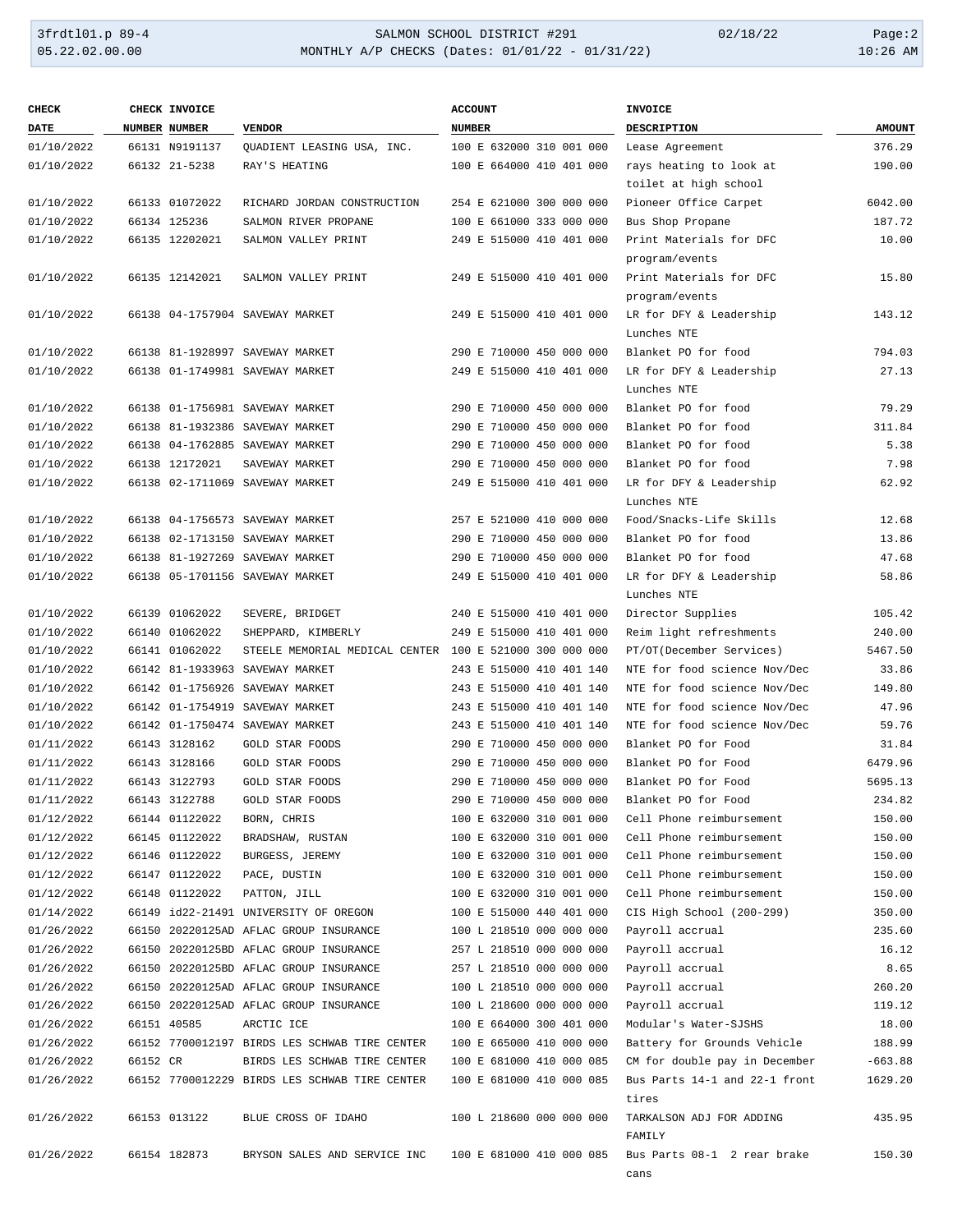| CHECK DATE | CHECK NUMBER | INVOICE NUMBER | VENDOR | ACCOUNT NUMBER | INVOICE DESCRIPTION | AMOUNT |
|---|---|---|---|---|---|---|
| 01/10/2022 | 66131 | N9191137 | QUADIENT LEASING USA, INC. | 100 E 632000 310 001 000 | Lease Agreement | 376.29 |
| 01/10/2022 | 66132 | 21-5238 | RAY'S HEATING | 100 E 664000 410 401 000 | rays heating to look at toilet at high school | 190.00 |
| 01/10/2022 | 66133 | 01072022 | RICHARD JORDAN CONSTRUCTION | 254 E 621000 300 000 000 | Pioneer Office Carpet | 6042.00 |
| 01/10/2022 | 66134 | 125236 | SALMON RIVER PROPANE | 100 E 661000 333 000 000 | Bus Shop Propane | 187.72 |
| 01/10/2022 | 66135 | 12202021 | SALMON VALLEY PRINT | 249 E 515000 410 401 000 | Print Materials for DFC program/events | 10.00 |
| 01/10/2022 | 66135 | 12142021 | SALMON VALLEY PRINT | 249 E 515000 410 401 000 | Print Materials for DFC program/events | 15.80 |
| 01/10/2022 | 66138 | 04-1757904 | SAVEWAY MARKET | 249 E 515000 410 401 000 | LR for DFY & Leadership Lunches NTE | 143.12 |
| 01/10/2022 | 66138 | 81-1928997 | SAVEWAY MARKET | 290 E 710000 450 000 000 | Blanket PO for food | 794.03 |
| 01/10/2022 | 66138 | 01-1749981 | SAVEWAY MARKET | 249 E 515000 410 401 000 | LR for DFY & Leadership Lunches NTE | 27.13 |
| 01/10/2022 | 66138 | 01-1756981 | SAVEWAY MARKET | 290 E 710000 450 000 000 | Blanket PO for food | 79.29 |
| 01/10/2022 | 66138 | 81-1932386 | SAVEWAY MARKET | 290 E 710000 450 000 000 | Blanket PO for food | 311.84 |
| 01/10/2022 | 66138 | 04-1762885 | SAVEWAY MARKET | 290 E 710000 450 000 000 | Blanket PO for food | 5.38 |
| 01/10/2022 | 66138 | 12172021 | SAVEWAY MARKET | 290 E 710000 450 000 000 | Blanket PO for food | 7.98 |
| 01/10/2022 | 66138 | 02-1711069 | SAVEWAY MARKET | 249 E 515000 410 401 000 | LR for DFY & Leadership Lunches NTE | 62.92 |
| 01/10/2022 | 66138 | 04-1756573 | SAVEWAY MARKET | 257 E 521000 410 000 000 | Food/Snacks-Life Skills | 12.68 |
| 01/10/2022 | 66138 | 02-1713150 | SAVEWAY MARKET | 290 E 710000 450 000 000 | Blanket PO for food | 13.86 |
| 01/10/2022 | 66138 | 81-1927269 | SAVEWAY MARKET | 290 E 710000 450 000 000 | Blanket PO for food | 47.68 |
| 01/10/2022 | 66138 | 05-1701156 | SAVEWAY MARKET | 249 E 515000 410 401 000 | LR for DFY & Leadership Lunches NTE | 58.86 |
| 01/10/2022 | 66139 | 01062022 | SEVERE, BRIDGET | 240 E 515000 410 401 000 | Director Supplies | 105.42 |
| 01/10/2022 | 66140 | 01062022 | SHEPPARD, KIMBERLY | 249 E 515000 410 401 000 | Reim light refreshments | 240.00 |
| 01/10/2022 | 66141 | 01062022 | STEELE MEMORIAL MEDICAL CENTER | 100 E 521000 300 000 000 | PT/OT(December Services) | 5467.50 |
| 01/10/2022 | 66142 | 81-1933963 | SAVEWAY MARKET | 243 E 515000 410 401 140 | NTE for food science Nov/Dec | 33.86 |
| 01/10/2022 | 66142 | 01-1756926 | SAVEWAY MARKET | 243 E 515000 410 401 140 | NTE for food science Nov/Dec | 149.80 |
| 01/10/2022 | 66142 | 01-1754919 | SAVEWAY MARKET | 243 E 515000 410 401 140 | NTE for food science Nov/Dec | 47.96 |
| 01/10/2022 | 66142 | 01-1750474 | SAVEWAY MARKET | 243 E 515000 410 401 140 | NTE for food science Nov/Dec | 59.76 |
| 01/11/2022 | 66143 | 3128162 | GOLD STAR FOODS | 290 E 710000 450 000 000 | Blanket PO for Food | 31.84 |
| 01/11/2022 | 66143 | 3128166 | GOLD STAR FOODS | 290 E 710000 450 000 000 | Blanket PO for Food | 6479.96 |
| 01/11/2022 | 66143 | 3122793 | GOLD STAR FOODS | 290 E 710000 450 000 000 | Blanket PO for Food | 5695.13 |
| 01/11/2022 | 66143 | 3122788 | GOLD STAR FOODS | 290 E 710000 450 000 000 | Blanket PO for Food | 234.82 |
| 01/12/2022 | 66144 | 01122022 | BORN, CHRIS | 100 E 632000 310 001 000 | Cell Phone reimbursement | 150.00 |
| 01/12/2022 | 66145 | 01122022 | BRADSHAW, RUSTAN | 100 E 632000 310 001 000 | Cell Phone reimbursement | 150.00 |
| 01/12/2022 | 66146 | 01122022 | BURGESS, JEREMY | 100 E 632000 310 001 000 | Cell Phone reimbursement | 150.00 |
| 01/12/2022 | 66147 | 01122022 | PACE, DUSTIN | 100 E 632000 310 001 000 | Cell Phone reimbursement | 150.00 |
| 01/12/2022 | 66148 | 01122022 | PATTON, JILL | 100 E 632000 310 001 000 | Cell Phone reimbursement | 150.00 |
| 01/14/2022 | 66149 | id22-21491 | UNIVERSITY OF OREGON | 100 E 515000 440 401 000 | CIS High School (200-299) | 350.00 |
| 01/26/2022 | 66150 | 20220125AD | AFLAC GROUP INSURANCE | 100 L 218510 000 000 000 | Payroll accrual | 235.60 |
| 01/26/2022 | 66150 | 20220125BD | AFLAC GROUP INSURANCE | 257 L 218510 000 000 000 | Payroll accrual | 16.12 |
| 01/26/2022 | 66150 | 20220125BD | AFLAC GROUP INSURANCE | 257 L 218510 000 000 000 | Payroll accrual | 8.65 |
| 01/26/2022 | 66150 | 20220125AD | AFLAC GROUP INSURANCE | 100 L 218510 000 000 000 | Payroll accrual | 260.20 |
| 01/26/2022 | 66150 | 20220125AD | AFLAC GROUP INSURANCE | 100 L 218600 000 000 000 | Payroll accrual | 119.12 |
| 01/26/2022 | 66151 | 40585 | ARCTIC ICE | 100 E 664000 300 401 000 | Modular's Water-SJSHS | 18.00 |
| 01/26/2022 | 66152 | 7700012197 | BIRDS LES SCHWAB TIRE CENTER | 100 E 665000 410 000 000 | Battery for Grounds Vehicle | 188.99 |
| 01/26/2022 | 66152 | CR | BIRDS LES SCHWAB TIRE CENTER | 100 E 681000 410 000 085 | CM for double pay in December | -663.88 |
| 01/26/2022 | 66152 | 7700012229 | BIRDS LES SCHWAB TIRE CENTER | 100 E 681000 410 000 085 | Bus Parts 14-1 and 22-1 front tires | 1629.20 |
| 01/26/2022 | 66153 | 013122 | BLUE CROSS OF IDAHO | 100 L 218600 000 000 000 | TARKALSON ADJ FOR ADDING FAMILY | 435.95 |
| 01/26/2022 | 66154 | 182873 | BRYSON SALES AND SERVICE INC | 100 E 681000 410 000 085 | Bus Parts 08-1 2 rear brake cans | 150.30 |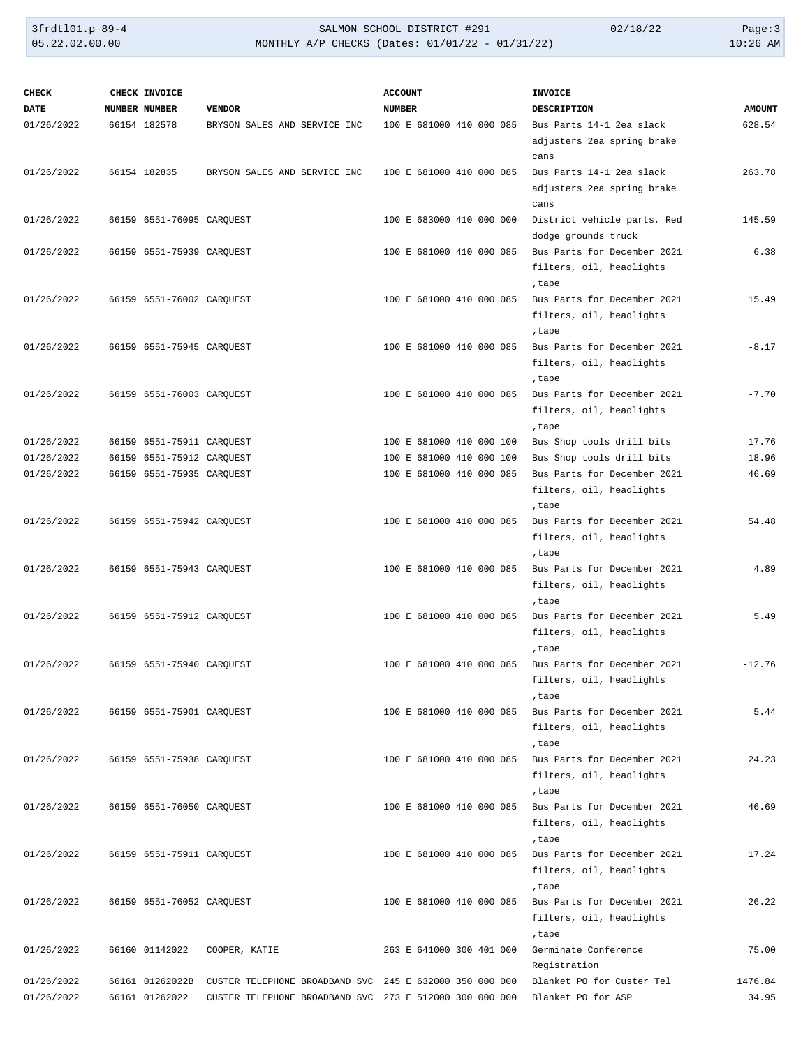| CHECK DATE | CHECK NUMBER | INVOICE NUMBER | VENDOR | ACCOUNT NUMBER | INVOICE DESCRIPTION | AMOUNT |
|---|---|---|---|---|---|---|
| 01/26/2022 | 66154 | 182578 | BRYSON SALES AND SERVICE INC | 100 E 681000 410 000 085 | Bus Parts 14-1 2ea slack adjusters 2ea spring brake cans | 628.54 |
| 01/26/2022 | 66154 | 182835 | BRYSON SALES AND SERVICE INC | 100 E 681000 410 000 085 | Bus Parts 14-1 2ea slack adjusters 2ea spring brake cans | 263.78 |
| 01/26/2022 | 66159 | 6551-76095 | CARQUEST | 100 E 683000 410 000 000 | District vehicle parts, Red dodge grounds truck | 145.59 |
| 01/26/2022 | 66159 | 6551-75939 | CARQUEST | 100 E 681000 410 000 085 | Bus Parts for December 2021 filters, oil, headlights ,tape | 6.38 |
| 01/26/2022 | 66159 | 6551-76002 | CARQUEST | 100 E 681000 410 000 085 | Bus Parts for December 2021 filters, oil, headlights ,tape | 15.49 |
| 01/26/2022 | 66159 | 6551-75945 | CARQUEST | 100 E 681000 410 000 085 | Bus Parts for December 2021 filters, oil, headlights ,tape | -8.17 |
| 01/26/2022 | 66159 | 6551-76003 | CARQUEST | 100 E 681000 410 000 085 | Bus Parts for December 2021 filters, oil, headlights ,tape | -7.70 |
| 01/26/2022 | 66159 | 6551-75911 | CARQUEST | 100 E 681000 410 000 100 | Bus Shop tools drill bits | 17.76 |
| 01/26/2022 | 66159 | 6551-75912 | CARQUEST | 100 E 681000 410 000 100 | Bus Shop tools drill bits | 18.96 |
| 01/26/2022 | 66159 | 6551-75935 | CARQUEST | 100 E 681000 410 000 085 | Bus Parts for December 2021 filters, oil, headlights ,tape | 46.69 |
| 01/26/2022 | 66159 | 6551-75942 | CARQUEST | 100 E 681000 410 000 085 | Bus Parts for December 2021 filters, oil, headlights ,tape | 54.48 |
| 01/26/2022 | 66159 | 6551-75943 | CARQUEST | 100 E 681000 410 000 085 | Bus Parts for December 2021 filters, oil, headlights ,tape | 4.89 |
| 01/26/2022 | 66159 | 6551-75912 | CARQUEST | 100 E 681000 410 000 085 | Bus Parts for December 2021 filters, oil, headlights ,tape | 5.49 |
| 01/26/2022 | 66159 | 6551-75940 | CARQUEST | 100 E 681000 410 000 085 | Bus Parts for December 2021 filters, oil, headlights ,tape | -12.76 |
| 01/26/2022 | 66159 | 6551-75901 | CARQUEST | 100 E 681000 410 000 085 | Bus Parts for December 2021 filters, oil, headlights ,tape | 5.44 |
| 01/26/2022 | 66159 | 6551-75938 | CARQUEST | 100 E 681000 410 000 085 | Bus Parts for December 2021 filters, oil, headlights ,tape | 24.23 |
| 01/26/2022 | 66159 | 6551-76050 | CARQUEST | 100 E 681000 410 000 085 | Bus Parts for December 2021 filters, oil, headlights ,tape | 46.69 |
| 01/26/2022 | 66159 | 6551-75911 | CARQUEST | 100 E 681000 410 000 085 | Bus Parts for December 2021 filters, oil, headlights ,tape | 17.24 |
| 01/26/2022 | 66159 | 6551-76052 | CARQUEST | 100 E 681000 410 000 085 | Bus Parts for December 2021 filters, oil, headlights ,tape | 26.22 |
| 01/26/2022 | 66160 | 01142022 | COOPER, KATIE | 263 E 641000 300 401 000 | Germinate Conference Registration | 75.00 |
| 01/26/2022 | 66161 | 01262022B | CUSTER TELEPHONE BROADBAND SVC | 245 E 632000 350 000 000 | Blanket PO for Custer Tel | 1476.84 |
| 01/26/2022 | 66161 | 01262022 | CUSTER TELEPHONE BROADBAND SVC | 273 E 512000 300 000 000 | Blanket PO for ASP | 34.95 |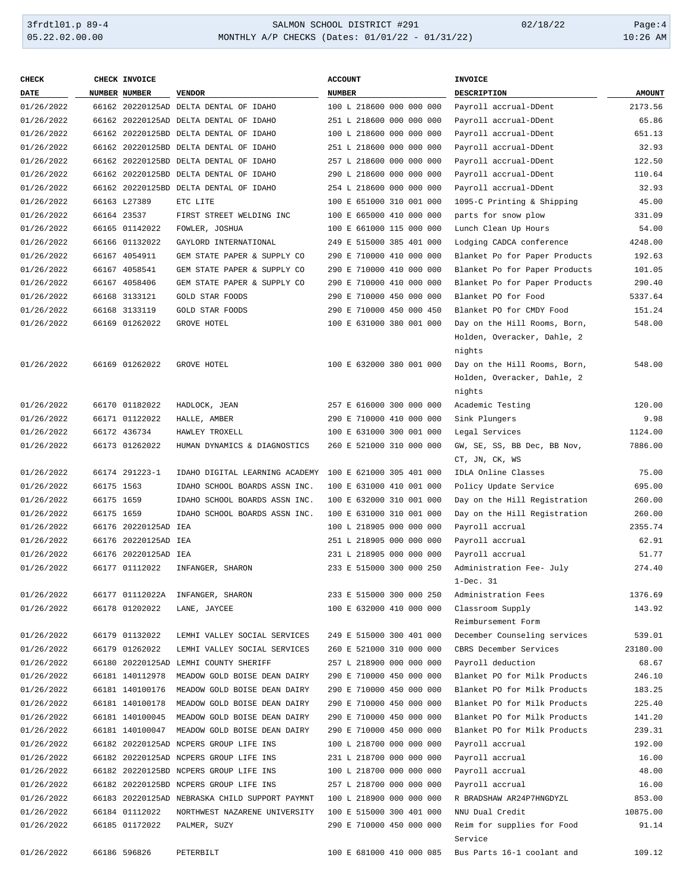| CHECK DATE | CHECK NUMBER | INVOICE NUMBER | VENDOR | ACCOUNT NUMBER | INVOICE DESCRIPTION | AMOUNT |
|---|---|---|---|---|---|---|
| 01/26/2022 | 66162 | 20220125AD | DELTA DENTAL OF IDAHO | 100 L 218600 000 000 000 | Payroll accrual-DDent | 2173.56 |
| 01/26/2022 | 66162 | 20220125AD | DELTA DENTAL OF IDAHO | 251 L 218600 000 000 000 | Payroll accrual-DDent | 65.86 |
| 01/26/2022 | 66162 | 20220125BD | DELTA DENTAL OF IDAHO | 100 L 218600 000 000 000 | Payroll accrual-DDent | 651.13 |
| 01/26/2022 | 66162 | 20220125BD | DELTA DENTAL OF IDAHO | 251 L 218600 000 000 000 | Payroll accrual-DDent | 32.93 |
| 01/26/2022 | 66162 | 20220125BD | DELTA DENTAL OF IDAHO | 257 L 218600 000 000 000 | Payroll accrual-DDent | 122.50 |
| 01/26/2022 | 66162 | 20220125BD | DELTA DENTAL OF IDAHO | 290 L 218600 000 000 000 | Payroll accrual-DDent | 110.64 |
| 01/26/2022 | 66162 | 20220125BD | DELTA DENTAL OF IDAHO | 254 L 218600 000 000 000 | Payroll accrual-DDent | 32.93 |
| 01/26/2022 | 66163 | L27389 | ETC LITE | 100 E 651000 310 001 000 | 1095-C Printing & Shipping | 45.00 |
| 01/26/2022 | 66164 | 23537 | FIRST STREET WELDING INC | 100 E 665000 410 000 000 | parts for snow plow | 331.09 |
| 01/26/2022 | 66165 | 01142022 | FOWLER, JOSHUA | 100 E 661000 115 000 000 | Lunch Clean Up Hours | 54.00 |
| 01/26/2022 | 66166 | 01132022 | GAYLORD INTERNATIONAL | 249 E 515000 385 401 000 | Lodging CADCA conference | 4248.00 |
| 01/26/2022 | 66167 | 4054911 | GEM STATE PAPER & SUPPLY CO | 290 E 710000 410 000 000 | Blanket Po for Paper Products | 192.63 |
| 01/26/2022 | 66167 | 4058541 | GEM STATE PAPER & SUPPLY CO | 290 E 710000 410 000 000 | Blanket Po for Paper Products | 101.05 |
| 01/26/2022 | 66167 | 4058406 | GEM STATE PAPER & SUPPLY CO | 290 E 710000 410 000 000 | Blanket Po for Paper Products | 290.40 |
| 01/26/2022 | 66168 | 3133121 | GOLD STAR FOODS | 290 E 710000 450 000 000 | Blanket PO for Food | 5337.64 |
| 01/26/2022 | 66168 | 3133119 | GOLD STAR FOODS | 290 E 710000 450 000 450 | Blanket PO for CMDY Food | 151.24 |
| 01/26/2022 | 66169 | 01262022 | GROVE HOTEL | 100 E 631000 380 001 000 | Day on the Hill Rooms, Born, Holden, Overacker, Dahle, 2 nights | 548.00 |
| 01/26/2022 | 66169 | 01262022 | GROVE HOTEL | 100 E 632000 380 001 000 | Day on the Hill Rooms, Born, Holden, Overacker, Dahle, 2 nights | 548.00 |
| 01/26/2022 | 66170 | 01182022 | HADLOCK, JEAN | 257 E 616000 300 000 000 | Academic Testing | 120.00 |
| 01/26/2022 | 66171 | 01122022 | HALLE, AMBER | 290 E 710000 410 000 000 | Sink Plungers | 9.98 |
| 01/26/2022 | 66172 | 436734 | HAWLEY TROXELL | 100 E 631000 300 001 000 | Legal Services | 1124.00 |
| 01/26/2022 | 66173 | 01262022 | HUMAN DYNAMICS & DIAGNOSTICS | 260 E 521000 310 000 000 | GW, SE, SS, BB Dec, BB Nov, CT, JN, CK, WS | 7886.00 |
| 01/26/2022 | 66174 | 291223-1 | IDAHO DIGITAL LEARNING ACADEMY | 100 E 621000 305 401 000 | IDLA Online Classes | 75.00 |
| 01/26/2022 | 66175 | 1563 | IDAHO SCHOOL BOARDS ASSN INC. | 100 E 631000 410 001 000 | Policy Update Service | 695.00 |
| 01/26/2022 | 66175 | 1659 | IDAHO SCHOOL BOARDS ASSN INC. | 100 E 632000 310 001 000 | Day on the Hill Registration | 260.00 |
| 01/26/2022 | 66175 | 1659 | IDAHO SCHOOL BOARDS ASSN INC. | 100 E 631000 310 001 000 | Day on the Hill Registration | 260.00 |
| 01/26/2022 | 66176 | 20220125AD | IEA | 100 L 218905 000 000 000 | Payroll accrual | 2355.74 |
| 01/26/2022 | 66176 | 20220125AD | IEA | 251 L 218905 000 000 000 | Payroll accrual | 62.91 |
| 01/26/2022 | 66176 | 20220125AD | IEA | 231 L 218905 000 000 000 | Payroll accrual | 51.77 |
| 01/26/2022 | 66177 | 01112022 | INFANGER, SHARON | 233 E 515000 300 000 250 | Administration Fee- July 1-Dec. 31 | 274.40 |
| 01/26/2022 | 66177 | 01112022A | INFANGER, SHARON | 233 E 515000 300 000 250 | Administration Fees | 1376.69 |
| 01/26/2022 | 66178 | 01202022 | LANE, JAYCEE | 100 E 632000 410 000 000 | Classroom Supply Reimbursement Form | 143.92 |
| 01/26/2022 | 66179 | 01132022 | LEMHI VALLEY SOCIAL SERVICES | 249 E 515000 300 401 000 | December Counseling services | 539.01 |
| 01/26/2022 | 66179 | 01262022 | LEMHI VALLEY SOCIAL SERVICES | 260 E 521000 310 000 000 | CBRS December Services | 23180.00 |
| 01/26/2022 | 66180 | 20220125AD | LEMHI COUNTY SHERIFF | 257 L 218900 000 000 000 | Payroll deduction | 68.67 |
| 01/26/2022 | 66181 | 140112978 | MEADOW GOLD BOISE DEAN DAIRY | 290 E 710000 450 000 000 | Blanket PO for Milk Products | 246.10 |
| 01/26/2022 | 66181 | 140100176 | MEADOW GOLD BOISE DEAN DAIRY | 290 E 710000 450 000 000 | Blanket PO for Milk Products | 183.25 |
| 01/26/2022 | 66181 | 140100178 | MEADOW GOLD BOISE DEAN DAIRY | 290 E 710000 450 000 000 | Blanket PO for Milk Products | 225.40 |
| 01/26/2022 | 66181 | 140100045 | MEADOW GOLD BOISE DEAN DAIRY | 290 E 710000 450 000 000 | Blanket PO for Milk Products | 141.20 |
| 01/26/2022 | 66181 | 140100047 | MEADOW GOLD BOISE DEAN DAIRY | 290 E 710000 450 000 000 | Blanket PO for Milk Products | 239.31 |
| 01/26/2022 | 66182 | 20220125AD | NCPERS GROUP LIFE INS | 100 L 218700 000 000 000 | Payroll accrual | 192.00 |
| 01/26/2022 | 66182 | 20220125AD | NCPERS GROUP LIFE INS | 231 L 218700 000 000 000 | Payroll accrual | 16.00 |
| 01/26/2022 | 66182 | 20220125BD | NCPERS GROUP LIFE INS | 100 L 218700 000 000 000 | Payroll accrual | 48.00 |
| 01/26/2022 | 66182 | 20220125BD | NCPERS GROUP LIFE INS | 257 L 218700 000 000 000 | Payroll accrual | 16.00 |
| 01/26/2022 | 66183 | 20220125AD | NEBRASKA CHILD SUPPORT PAYMNT | 100 L 218900 000 000 000 | R BRADSHAW AR24P7HNGDYZL | 853.00 |
| 01/26/2022 | 66184 | 01112022 | NORTHWEST NAZARENE UNIVERSITY | 100 E 515000 300 401 000 | NNU Dual Credit | 10875.00 |
| 01/26/2022 | 66185 | 01172022 | PALMER, SUZY | 290 E 710000 450 000 000 | Reim for supplies for Food Service | 91.14 |
| 01/26/2022 | 66186 | 596826 | PETERBILT | 100 E 681000 410 000 085 | Bus Parts 16-1 coolant and | 109.12 |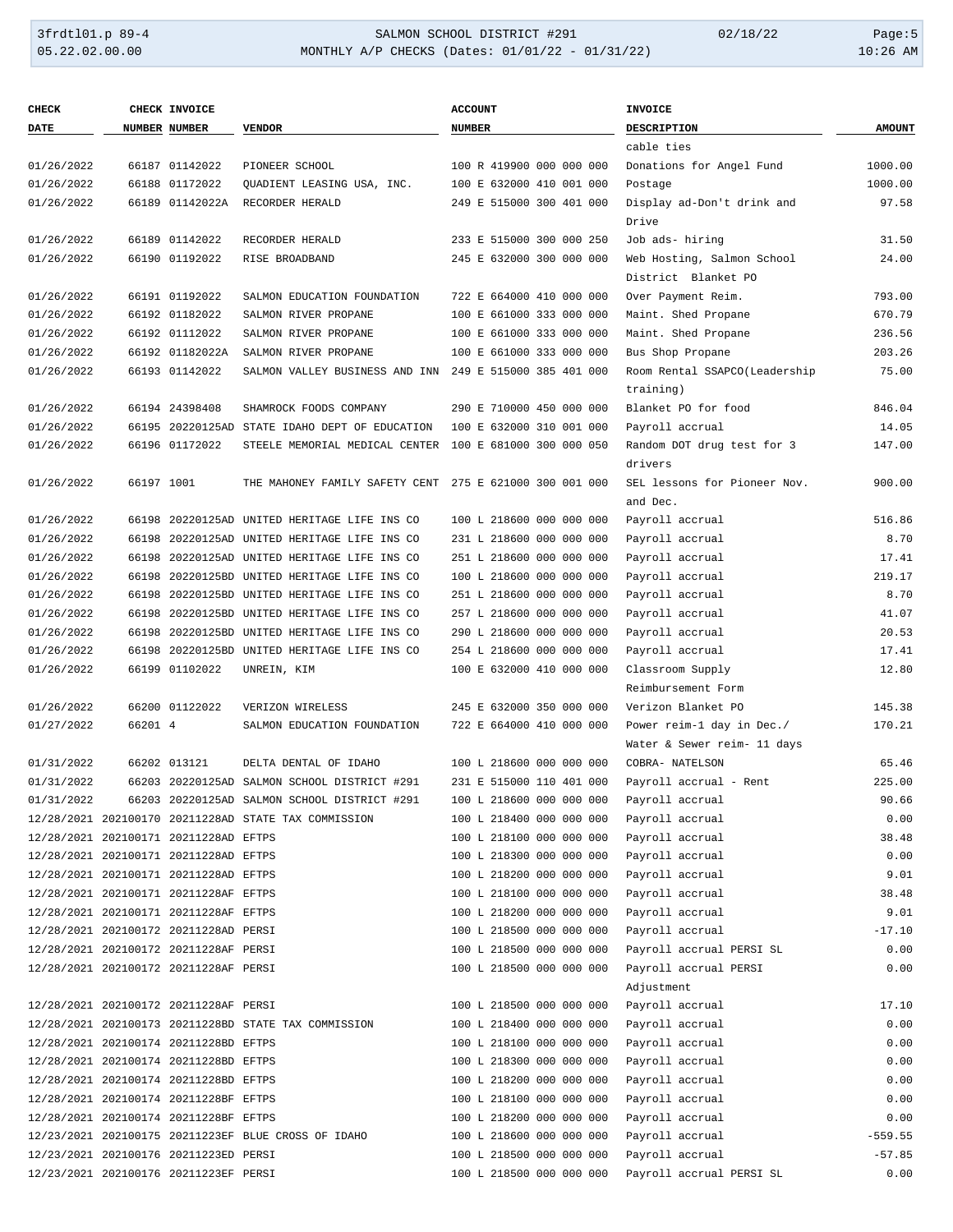| CHECK DATE | CHECK NUMBER | INVOICE NUMBER | VENDOR | ACCOUNT NUMBER | INVOICE DESCRIPTION | AMOUNT |
|---|---|---|---|---|---|---|
| | | | | | cable ties | |
| 01/26/2022 | 66187 | 01142022 | PIONEER SCHOOL | 100 R 419900 000 000 000 | Donations for Angel Fund | 1000.00 |
| 01/26/2022 | 66188 | 01172022 | QUADIENT LEASING USA, INC. | 100 E 632000 410 001 000 | Postage | 1000.00 |
| 01/26/2022 | 66189 | 01142022A | RECORDER HERALD | 249 E 515000 300 401 000 | Display ad-Don't drink and Drive | 97.58 |
| 01/26/2022 | 66189 | 01142022 | RECORDER HERALD | 233 E 515000 300 000 250 | Job ads- hiring | 31.50 |
| 01/26/2022 | 66190 | 01192022 | RISE BROADBAND | 245 E 632000 300 000 000 | Web Hosting, Salmon School District Blanket PO | 24.00 |
| 01/26/2022 | 66191 | 01192022 | SALMON EDUCATION FOUNDATION | 722 E 664000 410 000 000 | Over Payment Reim. | 793.00 |
| 01/26/2022 | 66192 | 01182022 | SALMON RIVER PROPANE | 100 E 661000 333 000 000 | Maint. Shed Propane | 670.79 |
| 01/26/2022 | 66192 | 01112022 | SALMON RIVER PROPANE | 100 E 661000 333 000 000 | Maint. Shed Propane | 236.56 |
| 01/26/2022 | 66192 | 01182022A | SALMON RIVER PROPANE | 100 E 661000 333 000 000 | Bus Shop Propane | 203.26 |
| 01/26/2022 | 66193 | 01142022 | SALMON VALLEY BUSINESS AND INN | 249 E 515000 385 401 000 | Room Rental SSAPCO(Leadership training) | 75.00 |
| 01/26/2022 | 66194 | 24398408 | SHAMROCK FOODS COMPANY | 290 E 710000 450 000 000 | Blanket PO for food | 846.04 |
| 01/26/2022 | 66195 | 20220125AD | STATE IDAHO DEPT OF EDUCATION | 100 E 632000 310 001 000 | Payroll accrual | 14.05 |
| 01/26/2022 | 66196 | 01172022 | STEELE MEMORIAL MEDICAL CENTER | 100 E 681000 300 000 050 | Random DOT drug test for 3 drivers | 147.00 |
| 01/26/2022 | 66197 | 1001 | THE MAHONEY FAMILY SAFETY CENT | 275 E 621000 300 001 000 | SEL lessons for Pioneer Nov. and Dec. | 900.00 |
| 01/26/2022 | 66198 | 20220125AD | UNITED HERITAGE LIFE INS CO | 100 L 218600 000 000 000 | Payroll accrual | 516.86 |
| 01/26/2022 | 66198 | 20220125AD | UNITED HERITAGE LIFE INS CO | 231 L 218600 000 000 000 | Payroll accrual | 8.70 |
| 01/26/2022 | 66198 | 20220125AD | UNITED HERITAGE LIFE INS CO | 251 L 218600 000 000 000 | Payroll accrual | 17.41 |
| 01/26/2022 | 66198 | 20220125BD | UNITED HERITAGE LIFE INS CO | 100 L 218600 000 000 000 | Payroll accrual | 219.17 |
| 01/26/2022 | 66198 | 20220125BD | UNITED HERITAGE LIFE INS CO | 251 L 218600 000 000 000 | Payroll accrual | 8.70 |
| 01/26/2022 | 66198 | 20220125BD | UNITED HERITAGE LIFE INS CO | 257 L 218600 000 000 000 | Payroll accrual | 41.07 |
| 01/26/2022 | 66198 | 20220125BD | UNITED HERITAGE LIFE INS CO | 290 L 218600 000 000 000 | Payroll accrual | 20.53 |
| 01/26/2022 | 66198 | 20220125BD | UNITED HERITAGE LIFE INS CO | 254 L 218600 000 000 000 | Payroll accrual | 17.41 |
| 01/26/2022 | 66199 | 01102022 | UNREIN, KIM | 100 E 632000 410 000 000 | Classroom Supply Reimbursement Form | 12.80 |
| 01/26/2022 | 66200 | 01122022 | VERIZON WIRELESS | 245 E 632000 350 000 000 | Verizon Blanket PO | 145.38 |
| 01/27/2022 | 66201 | 4 | SALMON EDUCATION FOUNDATION | 722 E 664000 410 000 000 | Power reim-1 day in Dec./ Water & Sewer reim- 11 days | 170.21 |
| 01/31/2022 | 66202 | 013121 | DELTA DENTAL OF IDAHO | 100 L 218600 000 000 000 | COBRA- NATELSON | 65.46 |
| 01/31/2022 | 66203 | 20220125AD | SALMON SCHOOL DISTRICT #291 | 231 E 515000 110 401 000 | Payroll accrual - Rent | 225.00 |
| 01/31/2022 | 66203 | 20220125AD | SALMON SCHOOL DISTRICT #291 | 100 L 218600 000 000 000 | Payroll accrual | 90.66 |
| 12/28/2021 | 202100170 | 20211228AD | STATE TAX COMMISSION | 100 L 218400 000 000 000 | Payroll accrual | 0.00 |
| 12/28/2021 | 202100171 | 20211228AD | EFTPS | 100 L 218100 000 000 000 | Payroll accrual | 38.48 |
| 12/28/2021 | 202100171 | 20211228AD | EFTPS | 100 L 218300 000 000 000 | Payroll accrual | 0.00 |
| 12/28/2021 | 202100171 | 20211228AD | EFTPS | 100 L 218200 000 000 000 | Payroll accrual | 9.01 |
| 12/28/2021 | 202100171 | 20211228AF | EFTPS | 100 L 218100 000 000 000 | Payroll accrual | 38.48 |
| 12/28/2021 | 202100171 | 20211228AF | EFTPS | 100 L 218200 000 000 000 | Payroll accrual | 9.01 |
| 12/28/2021 | 202100172 | 20211228AD | PERSI | 100 L 218500 000 000 000 | Payroll accrual | -17.10 |
| 12/28/2021 | 202100172 | 20211228AF | PERSI | 100 L 218500 000 000 000 | Payroll accrual PERSI SL | 0.00 |
| 12/28/2021 | 202100172 | 20211228AF | PERSI | 100 L 218500 000 000 000 | Payroll accrual PERSI Adjustment | 0.00 |
| 12/28/2021 | 202100172 | 20211228AF | PERSI | 100 L 218500 000 000 000 | Payroll accrual | 17.10 |
| 12/28/2021 | 202100173 | 20211228BD | STATE TAX COMMISSION | 100 L 218400 000 000 000 | Payroll accrual | 0.00 |
| 12/28/2021 | 202100174 | 20211228BD | EFTPS | 100 L 218100 000 000 000 | Payroll accrual | 0.00 |
| 12/28/2021 | 202100174 | 20211228BD | EFTPS | 100 L 218300 000 000 000 | Payroll accrual | 0.00 |
| 12/28/2021 | 202100174 | 20211228BD | EFTPS | 100 L 218200 000 000 000 | Payroll accrual | 0.00 |
| 12/28/2021 | 202100174 | 20211228BF | EFTPS | 100 L 218100 000 000 000 | Payroll accrual | 0.00 |
| 12/28/2021 | 202100174 | 20211228BF | EFTPS | 100 L 218200 000 000 000 | Payroll accrual | 0.00 |
| 12/23/2021 | 202100175 | 20211223EF | BLUE CROSS OF IDAHO | 100 L 218600 000 000 000 | Payroll accrual | -559.55 |
| 12/23/2021 | 202100176 | 20211223ED | PERSI | 100 L 218500 000 000 000 | Payroll accrual | -57.85 |
| 12/23/2021 | 202100176 | 20211223EF | PERSI | 100 L 218500 000 000 000 | Payroll accrual PERSI SL | 0.00 |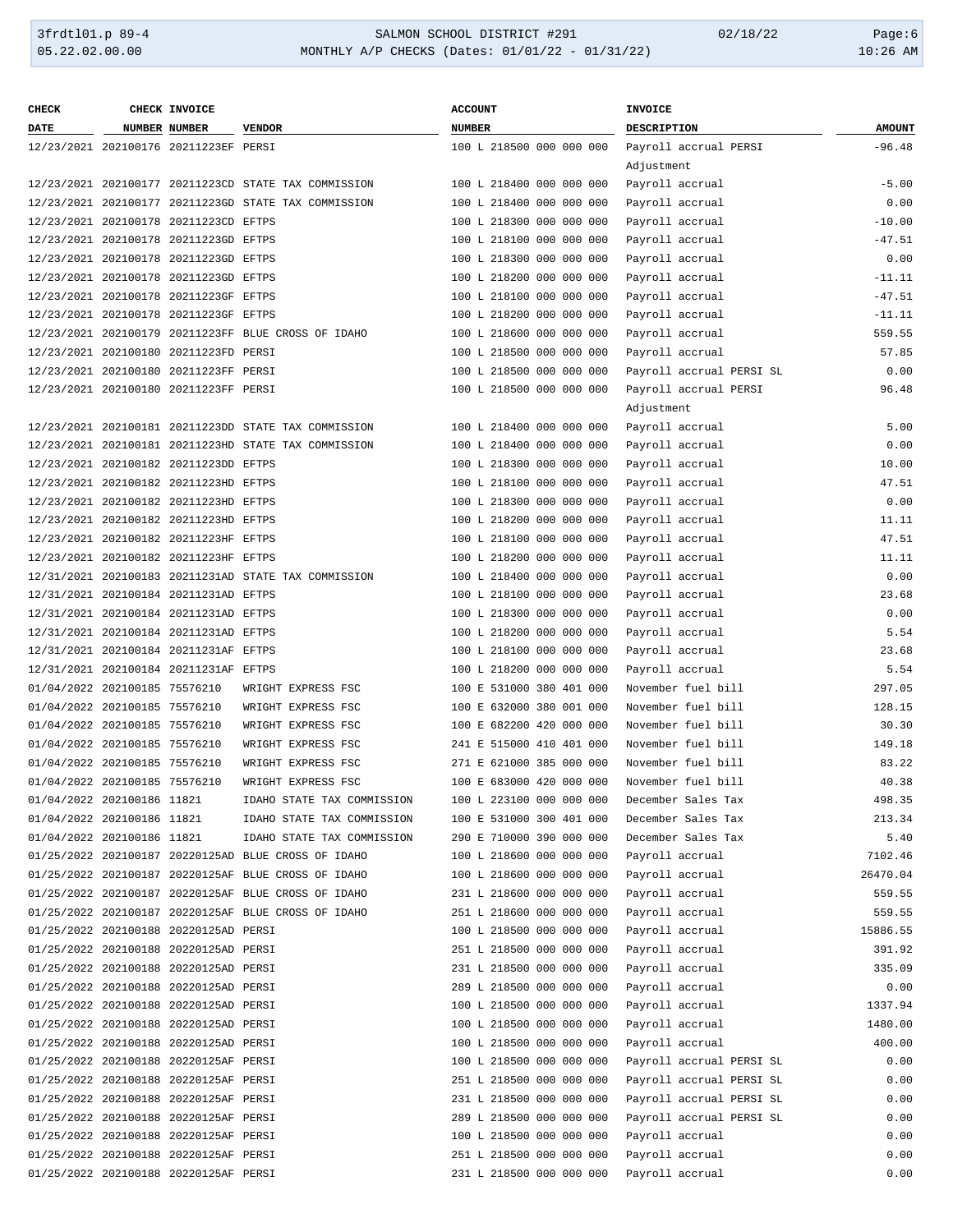| CHECK DATE | CHECK NUMBER | INVOICE NUMBER | VENDOR | ACCOUNT NUMBER | INVOICE DESCRIPTION | AMOUNT |
|---|---|---|---|---|---|---|
| 12/23/2021 | 202100176 | 20211223EF | PERSI | 100 L 218500 000 000 000 | Payroll accrual PERSI Adjustment | -96.48 |
| 12/23/2021 | 202100177 | 20211223CD | STATE TAX COMMISSION | 100 L 218400 000 000 000 | Payroll accrual | -5.00 |
| 12/23/2021 | 202100177 | 20211223GD | STATE TAX COMMISSION | 100 L 218400 000 000 000 | Payroll accrual | 0.00 |
| 12/23/2021 | 202100178 | 20211223CD | EFTPS | 100 L 218300 000 000 000 | Payroll accrual | -10.00 |
| 12/23/2021 | 202100178 | 20211223GD | EFTPS | 100 L 218100 000 000 000 | Payroll accrual | -47.51 |
| 12/23/2021 | 202100178 | 20211223GD | EFTPS | 100 L 218300 000 000 000 | Payroll accrual | 0.00 |
| 12/23/2021 | 202100178 | 20211223GD | EFTPS | 100 L 218200 000 000 000 | Payroll accrual | -11.11 |
| 12/23/2021 | 202100178 | 20211223GF | EFTPS | 100 L 218100 000 000 000 | Payroll accrual | -47.51 |
| 12/23/2021 | 202100178 | 20211223GF | EFTPS | 100 L 218200 000 000 000 | Payroll accrual | -11.11 |
| 12/23/2021 | 202100179 | 20211223FF | BLUE CROSS OF IDAHO | 100 L 218600 000 000 000 | Payroll accrual | 559.55 |
| 12/23/2021 | 202100180 | 20211223FD | PERSI | 100 L 218500 000 000 000 | Payroll accrual | 57.85 |
| 12/23/2021 | 202100180 | 20211223FF | PERSI | 100 L 218500 000 000 000 | Payroll accrual PERSI SL | 0.00 |
| 12/23/2021 | 202100180 | 20211223FF | PERSI | 100 L 218500 000 000 000 | Payroll accrual PERSI Adjustment | 96.48 |
| 12/23/2021 | 202100181 | 20211223DD | STATE TAX COMMISSION | 100 L 218400 000 000 000 | Payroll accrual | 5.00 |
| 12/23/2021 | 202100181 | 20211223HD | STATE TAX COMMISSION | 100 L 218400 000 000 000 | Payroll accrual | 0.00 |
| 12/23/2021 | 202100182 | 20211223DD | EFTPS | 100 L 218300 000 000 000 | Payroll accrual | 10.00 |
| 12/23/2021 | 202100182 | 20211223HD | EFTPS | 100 L 218100 000 000 000 | Payroll accrual | 47.51 |
| 12/23/2021 | 202100182 | 20211223HD | EFTPS | 100 L 218300 000 000 000 | Payroll accrual | 0.00 |
| 12/23/2021 | 202100182 | 20211223HD | EFTPS | 100 L 218200 000 000 000 | Payroll accrual | 11.11 |
| 12/23/2021 | 202100182 | 20211223HF | EFTPS | 100 L 218100 000 000 000 | Payroll accrual | 47.51 |
| 12/23/2021 | 202100182 | 20211223HF | EFTPS | 100 L 218200 000 000 000 | Payroll accrual | 11.11 |
| 12/31/2021 | 202100183 | 20211231AD | STATE TAX COMMISSION | 100 L 218400 000 000 000 | Payroll accrual | 0.00 |
| 12/31/2021 | 202100184 | 20211231AD | EFTPS | 100 L 218100 000 000 000 | Payroll accrual | 23.68 |
| 12/31/2021 | 202100184 | 20211231AD | EFTPS | 100 L 218300 000 000 000 | Payroll accrual | 0.00 |
| 12/31/2021 | 202100184 | 20211231AD | EFTPS | 100 L 218200 000 000 000 | Payroll accrual | 5.54 |
| 12/31/2021 | 202100184 | 20211231AF | EFTPS | 100 L 218100 000 000 000 | Payroll accrual | 23.68 |
| 12/31/2021 | 202100184 | 20211231AF | EFTPS | 100 L 218200 000 000 000 | Payroll accrual | 5.54 |
| 01/04/2022 | 202100185 | 75576210 | WRIGHT EXPRESS FSC | 100 E 531000 380 401 000 | November fuel bill | 297.05 |
| 01/04/2022 | 202100185 | 75576210 | WRIGHT EXPRESS FSC | 100 E 632000 380 001 000 | November fuel bill | 128.15 |
| 01/04/2022 | 202100185 | 75576210 | WRIGHT EXPRESS FSC | 100 E 682200 420 000 000 | November fuel bill | 30.30 |
| 01/04/2022 | 202100185 | 75576210 | WRIGHT EXPRESS FSC | 241 E 515000 410 401 000 | November fuel bill | 149.18 |
| 01/04/2022 | 202100185 | 75576210 | WRIGHT EXPRESS FSC | 271 E 621000 385 000 000 | November fuel bill | 83.22 |
| 01/04/2022 | 202100185 | 75576210 | WRIGHT EXPRESS FSC | 100 E 683000 420 000 000 | November fuel bill | 40.38 |
| 01/04/2022 | 202100186 | 11821 | IDAHO STATE TAX COMMISSION | 100 L 223100 000 000 000 | December Sales Tax | 498.35 |
| 01/04/2022 | 202100186 | 11821 | IDAHO STATE TAX COMMISSION | 100 E 531000 300 401 000 | December Sales Tax | 213.34 |
| 01/04/2022 | 202100186 | 11821 | IDAHO STATE TAX COMMISSION | 290 E 710000 390 000 000 | December Sales Tax | 5.40 |
| 01/25/2022 | 202100187 | 20220125AD | BLUE CROSS OF IDAHO | 100 L 218600 000 000 000 | Payroll accrual | 7102.46 |
| 01/25/2022 | 202100187 | 20220125AF | BLUE CROSS OF IDAHO | 100 L 218600 000 000 000 | Payroll accrual | 26470.04 |
| 01/25/2022 | 202100187 | 20220125AF | BLUE CROSS OF IDAHO | 231 L 218600 000 000 000 | Payroll accrual | 559.55 |
| 01/25/2022 | 202100187 | 20220125AF | BLUE CROSS OF IDAHO | 251 L 218600 000 000 000 | Payroll accrual | 559.55 |
| 01/25/2022 | 202100188 | 20220125AD | PERSI | 100 L 218500 000 000 000 | Payroll accrual | 15886.55 |
| 01/25/2022 | 202100188 | 20220125AD | PERSI | 251 L 218500 000 000 000 | Payroll accrual | 391.92 |
| 01/25/2022 | 202100188 | 20220125AD | PERSI | 231 L 218500 000 000 000 | Payroll accrual | 335.09 |
| 01/25/2022 | 202100188 | 20220125AD | PERSI | 289 L 218500 000 000 000 | Payroll accrual | 0.00 |
| 01/25/2022 | 202100188 | 20220125AD | PERSI | 100 L 218500 000 000 000 | Payroll accrual | 1337.94 |
| 01/25/2022 | 202100188 | 20220125AD | PERSI | 100 L 218500 000 000 000 | Payroll accrual | 1480.00 |
| 01/25/2022 | 202100188 | 20220125AD | PERSI | 100 L 218500 000 000 000 | Payroll accrual | 400.00 |
| 01/25/2022 | 202100188 | 20220125AF | PERSI | 100 L 218500 000 000 000 | Payroll accrual PERSI SL | 0.00 |
| 01/25/2022 | 202100188 | 20220125AF | PERSI | 251 L 218500 000 000 000 | Payroll accrual PERSI SL | 0.00 |
| 01/25/2022 | 202100188 | 20220125AF | PERSI | 231 L 218500 000 000 000 | Payroll accrual PERSI SL | 0.00 |
| 01/25/2022 | 202100188 | 20220125AF | PERSI | 289 L 218500 000 000 000 | Payroll accrual PERSI SL | 0.00 |
| 01/25/2022 | 202100188 | 20220125AF | PERSI | 100 L 218500 000 000 000 | Payroll accrual | 0.00 |
| 01/25/2022 | 202100188 | 20220125AF | PERSI | 251 L 218500 000 000 000 | Payroll accrual | 0.00 |
| 01/25/2022 | 202100188 | 20220125AF | PERSI | 231 L 218500 000 000 000 | Payroll accrual | 0.00 |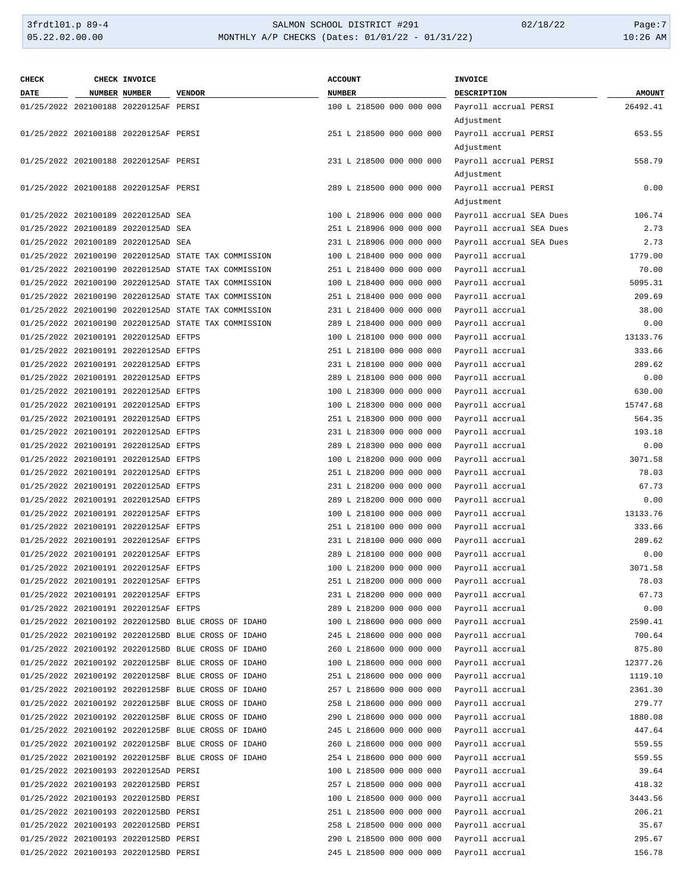| CHECK DATE | CHECK NUMBER | INVOICE NUMBER | VENDOR | ACCOUNT NUMBER | INVOICE DESCRIPTION | AMOUNT |
|---|---|---|---|---|---|---|
| 01/25/2022 | 202100188 | 20220125AF | PERSI | 100 L 218500 000 000 000 | Payroll accrual PERSI Adjustment | 26492.41 |
| 01/25/2022 | 202100188 | 20220125AF | PERSI | 251 L 218500 000 000 000 | Payroll accrual PERSI Adjustment | 653.55 |
| 01/25/2022 | 202100188 | 20220125AF | PERSI | 231 L 218500 000 000 000 | Payroll accrual PERSI Adjustment | 558.79 |
| 01/25/2022 | 202100188 | 20220125AF | PERSI | 289 L 218500 000 000 000 | Payroll accrual PERSI Adjustment | 0.00 |
| 01/25/2022 | 202100189 | 20220125AD | SEA | 100 L 218906 000 000 000 | Payroll accrual SEA Dues | 106.74 |
| 01/25/2022 | 202100189 | 20220125AD | SEA | 251 L 218906 000 000 000 | Payroll accrual SEA Dues | 2.73 |
| 01/25/2022 | 202100189 | 20220125AD | SEA | 231 L 218906 000 000 000 | Payroll accrual SEA Dues | 2.73 |
| 01/25/2022 | 202100190 | 20220125AD | STATE TAX COMMISSION | 100 L 218400 000 000 000 | Payroll accrual | 1779.00 |
| 01/25/2022 | 202100190 | 20220125AD | STATE TAX COMMISSION | 251 L 218400 000 000 000 | Payroll accrual | 70.00 |
| 01/25/2022 | 202100190 | 20220125AD | STATE TAX COMMISSION | 100 L 218400 000 000 000 | Payroll accrual | 5095.31 |
| 01/25/2022 | 202100190 | 20220125AD | STATE TAX COMMISSION | 251 L 218400 000 000 000 | Payroll accrual | 209.69 |
| 01/25/2022 | 202100190 | 20220125AD | STATE TAX COMMISSION | 231 L 218400 000 000 000 | Payroll accrual | 38.00 |
| 01/25/2022 | 202100190 | 20220125AD | STATE TAX COMMISSION | 289 L 218400 000 000 000 | Payroll accrual | 0.00 |
| 01/25/2022 | 202100191 | 20220125AD | EFTPS | 100 L 218100 000 000 000 | Payroll accrual | 13133.76 |
| 01/25/2022 | 202100191 | 20220125AD | EFTPS | 251 L 218100 000 000 000 | Payroll accrual | 333.66 |
| 01/25/2022 | 202100191 | 20220125AD | EFTPS | 231 L 218100 000 000 000 | Payroll accrual | 289.62 |
| 01/25/2022 | 202100191 | 20220125AD | EFTPS | 289 L 218100 000 000 000 | Payroll accrual | 0.00 |
| 01/25/2022 | 202100191 | 20220125AD | EFTPS | 100 L 218300 000 000 000 | Payroll accrual | 630.00 |
| 01/25/2022 | 202100191 | 20220125AD | EFTPS | 100 L 218300 000 000 000 | Payroll accrual | 15747.68 |
| 01/25/2022 | 202100191 | 20220125AD | EFTPS | 251 L 218300 000 000 000 | Payroll accrual | 564.35 |
| 01/25/2022 | 202100191 | 20220125AD | EFTPS | 231 L 218300 000 000 000 | Payroll accrual | 193.18 |
| 01/25/2022 | 202100191 | 20220125AD | EFTPS | 289 L 218300 000 000 000 | Payroll accrual | 0.00 |
| 01/25/2022 | 202100191 | 20220125AD | EFTPS | 100 L 218200 000 000 000 | Payroll accrual | 3071.58 |
| 01/25/2022 | 202100191 | 20220125AD | EFTPS | 251 L 218200 000 000 000 | Payroll accrual | 78.03 |
| 01/25/2022 | 202100191 | 20220125AD | EFTPS | 231 L 218200 000 000 000 | Payroll accrual | 67.73 |
| 01/25/2022 | 202100191 | 20220125AD | EFTPS | 289 L 218200 000 000 000 | Payroll accrual | 0.00 |
| 01/25/2022 | 202100191 | 20220125AF | EFTPS | 100 L 218100 000 000 000 | Payroll accrual | 13133.76 |
| 01/25/2022 | 202100191 | 20220125AF | EFTPS | 251 L 218100 000 000 000 | Payroll accrual | 333.66 |
| 01/25/2022 | 202100191 | 20220125AF | EFTPS | 231 L 218100 000 000 000 | Payroll accrual | 289.62 |
| 01/25/2022 | 202100191 | 20220125AF | EFTPS | 289 L 218100 000 000 000 | Payroll accrual | 0.00 |
| 01/25/2022 | 202100191 | 20220125AF | EFTPS | 100 L 218200 000 000 000 | Payroll accrual | 3071.58 |
| 01/25/2022 | 202100191 | 20220125AF | EFTPS | 251 L 218200 000 000 000 | Payroll accrual | 78.03 |
| 01/25/2022 | 202100191 | 20220125AF | EFTPS | 231 L 218200 000 000 000 | Payroll accrual | 67.73 |
| 01/25/2022 | 202100191 | 20220125AF | EFTPS | 289 L 218200 000 000 000 | Payroll accrual | 0.00 |
| 01/25/2022 | 202100192 | 20220125BD | BLUE CROSS OF IDAHO | 100 L 218600 000 000 000 | Payroll accrual | 2590.41 |
| 01/25/2022 | 202100192 | 20220125BD | BLUE CROSS OF IDAHO | 245 L 218600 000 000 000 | Payroll accrual | 700.64 |
| 01/25/2022 | 202100192 | 20220125BD | BLUE CROSS OF IDAHO | 260 L 218600 000 000 000 | Payroll accrual | 875.80 |
| 01/25/2022 | 202100192 | 20220125BF | BLUE CROSS OF IDAHO | 100 L 218600 000 000 000 | Payroll accrual | 12377.26 |
| 01/25/2022 | 202100192 | 20220125BF | BLUE CROSS OF IDAHO | 251 L 218600 000 000 000 | Payroll accrual | 1119.10 |
| 01/25/2022 | 202100192 | 20220125BF | BLUE CROSS OF IDAHO | 257 L 218600 000 000 000 | Payroll accrual | 2361.30 |
| 01/25/2022 | 202100192 | 20220125BF | BLUE CROSS OF IDAHO | 258 L 218600 000 000 000 | Payroll accrual | 279.77 |
| 01/25/2022 | 202100192 | 20220125BF | BLUE CROSS OF IDAHO | 290 L 218600 000 000 000 | Payroll accrual | 1880.08 |
| 01/25/2022 | 202100192 | 20220125BF | BLUE CROSS OF IDAHO | 245 L 218600 000 000 000 | Payroll accrual | 447.64 |
| 01/25/2022 | 202100192 | 20220125BF | BLUE CROSS OF IDAHO | 260 L 218600 000 000 000 | Payroll accrual | 559.55 |
| 01/25/2022 | 202100192 | 20220125BF | BLUE CROSS OF IDAHO | 254 L 218600 000 000 000 | Payroll accrual | 559.55 |
| 01/25/2022 | 202100193 | 20220125AD | PERSI | 100 L 218500 000 000 000 | Payroll accrual | 39.64 |
| 01/25/2022 | 202100193 | 20220125BD | PERSI | 257 L 218500 000 000 000 | Payroll accrual | 418.32 |
| 01/25/2022 | 202100193 | 20220125BD | PERSI | 100 L 218500 000 000 000 | Payroll accrual | 3443.56 |
| 01/25/2022 | 202100193 | 20220125BD | PERSI | 251 L 218500 000 000 000 | Payroll accrual | 206.21 |
| 01/25/2022 | 202100193 | 20220125BD | PERSI | 258 L 218500 000 000 000 | Payroll accrual | 35.67 |
| 01/25/2022 | 202100193 | 20220125BD | PERSI | 290 L 218500 000 000 000 | Payroll accrual | 295.67 |
| 01/25/2022 | 202100193 | 20220125BD | PERSI | 245 L 218500 000 000 000 | Payroll accrual | 156.78 |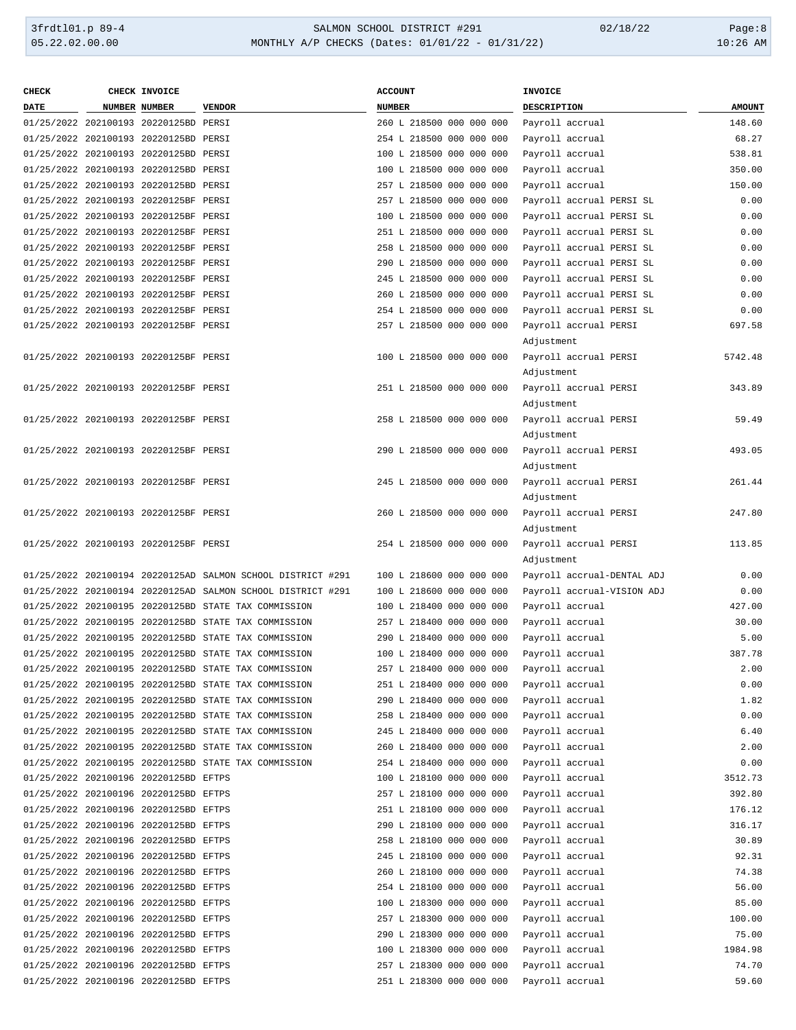| CHECK DATE | CHECK NUMBER | INVOICE NUMBER | VENDOR | ACCOUNT NUMBER | INVOICE DESCRIPTION | AMOUNT |
|---|---|---|---|---|---|---|
| 01/25/2022 | 202100193 | 20220125BD | PERSI | 260 L 218500 000 000 000 | Payroll accrual | 148.60 |
| 01/25/2022 | 202100193 | 20220125BD | PERSI | 254 L 218500 000 000 000 | Payroll accrual | 68.27 |
| 01/25/2022 | 202100193 | 20220125BD | PERSI | 100 L 218500 000 000 000 | Payroll accrual | 538.81 |
| 01/25/2022 | 202100193 | 20220125BD | PERSI | 100 L 218500 000 000 000 | Payroll accrual | 350.00 |
| 01/25/2022 | 202100193 | 20220125BD | PERSI | 257 L 218500 000 000 000 | Payroll accrual | 150.00 |
| 01/25/2022 | 202100193 | 20220125BF | PERSI | 257 L 218500 000 000 000 | Payroll accrual PERSI SL | 0.00 |
| 01/25/2022 | 202100193 | 20220125BF | PERSI | 100 L 218500 000 000 000 | Payroll accrual PERSI SL | 0.00 |
| 01/25/2022 | 202100193 | 20220125BF | PERSI | 251 L 218500 000 000 000 | Payroll accrual PERSI SL | 0.00 |
| 01/25/2022 | 202100193 | 20220125BF | PERSI | 258 L 218500 000 000 000 | Payroll accrual PERSI SL | 0.00 |
| 01/25/2022 | 202100193 | 20220125BF | PERSI | 290 L 218500 000 000 000 | Payroll accrual PERSI SL | 0.00 |
| 01/25/2022 | 202100193 | 20220125BF | PERSI | 245 L 218500 000 000 000 | Payroll accrual PERSI SL | 0.00 |
| 01/25/2022 | 202100193 | 20220125BF | PERSI | 260 L 218500 000 000 000 | Payroll accrual PERSI SL | 0.00 |
| 01/25/2022 | 202100193 | 20220125BF | PERSI | 254 L 218500 000 000 000 | Payroll accrual PERSI SL | 0.00 |
| 01/25/2022 | 202100193 | 20220125BF | PERSI | 257 L 218500 000 000 000 | Payroll accrual PERSI Adjustment | 697.58 |
| 01/25/2022 | 202100193 | 20220125BF | PERSI | 100 L 218500 000 000 000 | Payroll accrual PERSI Adjustment | 5742.48 |
| 01/25/2022 | 202100193 | 20220125BF | PERSI | 251 L 218500 000 000 000 | Payroll accrual PERSI Adjustment | 343.89 |
| 01/25/2022 | 202100193 | 20220125BF | PERSI | 258 L 218500 000 000 000 | Payroll accrual PERSI Adjustment | 59.49 |
| 01/25/2022 | 202100193 | 20220125BF | PERSI | 290 L 218500 000 000 000 | Payroll accrual PERSI Adjustment | 493.05 |
| 01/25/2022 | 202100193 | 20220125BF | PERSI | 245 L 218500 000 000 000 | Payroll accrual PERSI Adjustment | 261.44 |
| 01/25/2022 | 202100193 | 20220125BF | PERSI | 260 L 218500 000 000 000 | Payroll accrual PERSI Adjustment | 247.80 |
| 01/25/2022 | 202100193 | 20220125BF | PERSI | 254 L 218500 000 000 000 | Payroll accrual PERSI Adjustment | 113.85 |
| 01/25/2022 | 202100194 | 20220125AD | SALMON SCHOOL DISTRICT #291 | 100 L 218600 000 000 000 | Payroll accrual-DENTAL ADJ | 0.00 |
| 01/25/2022 | 202100194 | 20220125AD | SALMON SCHOOL DISTRICT #291 | 100 L 218600 000 000 000 | Payroll accrual-VISION ADJ | 0.00 |
| 01/25/2022 | 202100195 | 20220125BD | STATE TAX COMMISSION | 100 L 218400 000 000 000 | Payroll accrual | 427.00 |
| 01/25/2022 | 202100195 | 20220125BD | STATE TAX COMMISSION | 257 L 218400 000 000 000 | Payroll accrual | 30.00 |
| 01/25/2022 | 202100195 | 20220125BD | STATE TAX COMMISSION | 290 L 218400 000 000 000 | Payroll accrual | 5.00 |
| 01/25/2022 | 202100195 | 20220125BD | STATE TAX COMMISSION | 100 L 218400 000 000 000 | Payroll accrual | 387.78 |
| 01/25/2022 | 202100195 | 20220125BD | STATE TAX COMMISSION | 257 L 218400 000 000 000 | Payroll accrual | 2.00 |
| 01/25/2022 | 202100195 | 20220125BD | STATE TAX COMMISSION | 251 L 218400 000 000 000 | Payroll accrual | 0.00 |
| 01/25/2022 | 202100195 | 20220125BD | STATE TAX COMMISSION | 290 L 218400 000 000 000 | Payroll accrual | 1.82 |
| 01/25/2022 | 202100195 | 20220125BD | STATE TAX COMMISSION | 258 L 218400 000 000 000 | Payroll accrual | 0.00 |
| 01/25/2022 | 202100195 | 20220125BD | STATE TAX COMMISSION | 245 L 218400 000 000 000 | Payroll accrual | 6.40 |
| 01/25/2022 | 202100195 | 20220125BD | STATE TAX COMMISSION | 260 L 218400 000 000 000 | Payroll accrual | 2.00 |
| 01/25/2022 | 202100195 | 20220125BD | STATE TAX COMMISSION | 254 L 218400 000 000 000 | Payroll accrual | 0.00 |
| 01/25/2022 | 202100196 | 20220125BD | EFTPS | 100 L 218100 000 000 000 | Payroll accrual | 3512.73 |
| 01/25/2022 | 202100196 | 20220125BD | EFTPS | 257 L 218100 000 000 000 | Payroll accrual | 392.80 |
| 01/25/2022 | 202100196 | 20220125BD | EFTPS | 251 L 218100 000 000 000 | Payroll accrual | 176.12 |
| 01/25/2022 | 202100196 | 20220125BD | EFTPS | 290 L 218100 000 000 000 | Payroll accrual | 316.17 |
| 01/25/2022 | 202100196 | 20220125BD | EFTPS | 258 L 218100 000 000 000 | Payroll accrual | 30.89 |
| 01/25/2022 | 202100196 | 20220125BD | EFTPS | 245 L 218100 000 000 000 | Payroll accrual | 92.31 |
| 01/25/2022 | 202100196 | 20220125BD | EFTPS | 260 L 218100 000 000 000 | Payroll accrual | 74.38 |
| 01/25/2022 | 202100196 | 20220125BD | EFTPS | 254 L 218100 000 000 000 | Payroll accrual | 56.00 |
| 01/25/2022 | 202100196 | 20220125BD | EFTPS | 100 L 218300 000 000 000 | Payroll accrual | 85.00 |
| 01/25/2022 | 202100196 | 20220125BD | EFTPS | 257 L 218300 000 000 000 | Payroll accrual | 100.00 |
| 01/25/2022 | 202100196 | 20220125BD | EFTPS | 290 L 218300 000 000 000 | Payroll accrual | 75.00 |
| 01/25/2022 | 202100196 | 20220125BD | EFTPS | 100 L 218300 000 000 000 | Payroll accrual | 1984.98 |
| 01/25/2022 | 202100196 | 20220125BD | EFTPS | 257 L 218300 000 000 000 | Payroll accrual | 74.70 |
| 01/25/2022 | 202100196 | 20220125BD | EFTPS | 251 L 218300 000 000 000 | Payroll accrual | 59.60 |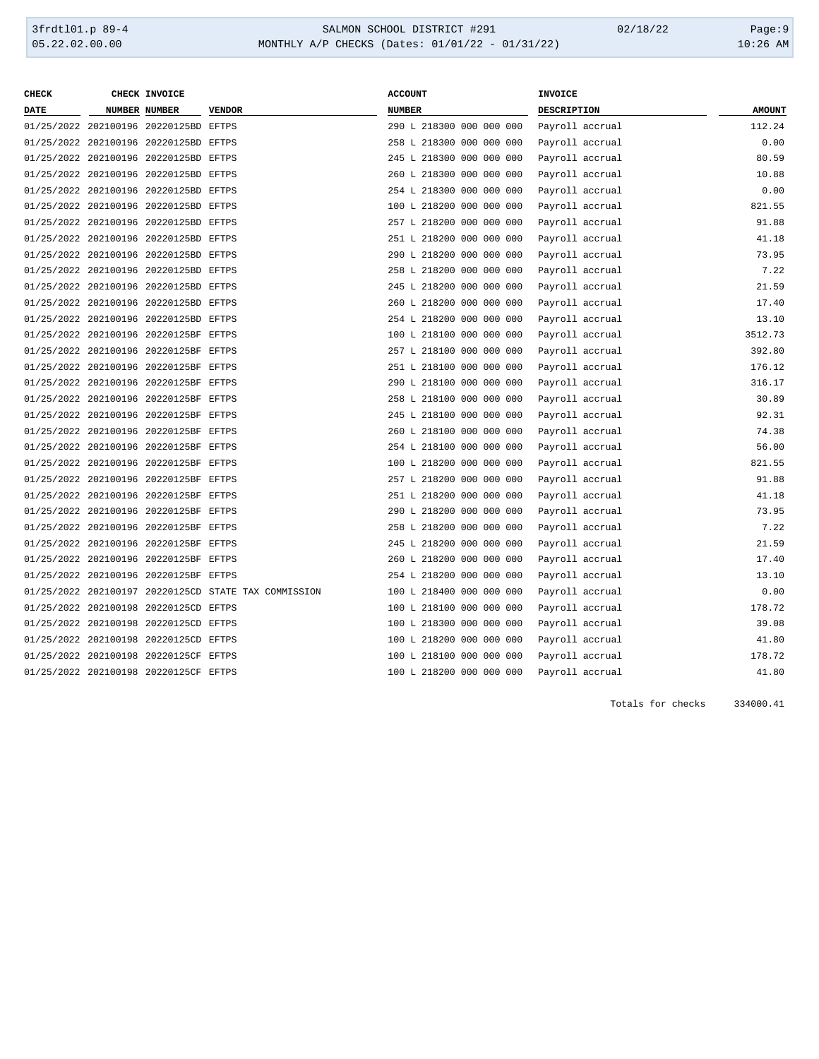| CHECK DATE | CHECK NUMBER | INVOICE NUMBER | VENDOR | ACCOUNT NUMBER | INVOICE DESCRIPTION | AMOUNT |
|---|---|---|---|---|---|---|
| 01/25/2022 | 202100196 | 20220125BD | EFTPS | 290 L 218300 000 000 000 | Payroll accrual | 112.24 |
| 01/25/2022 | 202100196 | 20220125BD | EFTPS | 258 L 218300 000 000 000 | Payroll accrual | 0.00 |
| 01/25/2022 | 202100196 | 20220125BD | EFTPS | 245 L 218300 000 000 000 | Payroll accrual | 80.59 |
| 01/25/2022 | 202100196 | 20220125BD | EFTPS | 260 L 218300 000 000 000 | Payroll accrual | 10.88 |
| 01/25/2022 | 202100196 | 20220125BD | EFTPS | 254 L 218300 000 000 000 | Payroll accrual | 0.00 |
| 01/25/2022 | 202100196 | 20220125BD | EFTPS | 100 L 218200 000 000 000 | Payroll accrual | 821.55 |
| 01/25/2022 | 202100196 | 20220125BD | EFTPS | 257 L 218200 000 000 000 | Payroll accrual | 91.88 |
| 01/25/2022 | 202100196 | 20220125BD | EFTPS | 251 L 218200 000 000 000 | Payroll accrual | 41.18 |
| 01/25/2022 | 202100196 | 20220125BD | EFTPS | 290 L 218200 000 000 000 | Payroll accrual | 73.95 |
| 01/25/2022 | 202100196 | 20220125BD | EFTPS | 258 L 218200 000 000 000 | Payroll accrual | 7.22 |
| 01/25/2022 | 202100196 | 20220125BD | EFTPS | 245 L 218200 000 000 000 | Payroll accrual | 21.59 |
| 01/25/2022 | 202100196 | 20220125BD | EFTPS | 260 L 218200 000 000 000 | Payroll accrual | 17.40 |
| 01/25/2022 | 202100196 | 20220125BD | EFTPS | 254 L 218200 000 000 000 | Payroll accrual | 13.10 |
| 01/25/2022 | 202100196 | 20220125BF | EFTPS | 100 L 218100 000 000 000 | Payroll accrual | 3512.73 |
| 01/25/2022 | 202100196 | 20220125BF | EFTPS | 257 L 218100 000 000 000 | Payroll accrual | 392.80 |
| 01/25/2022 | 202100196 | 20220125BF | EFTPS | 251 L 218100 000 000 000 | Payroll accrual | 176.12 |
| 01/25/2022 | 202100196 | 20220125BF | EFTPS | 290 L 218100 000 000 000 | Payroll accrual | 316.17 |
| 01/25/2022 | 202100196 | 20220125BF | EFTPS | 258 L 218100 000 000 000 | Payroll accrual | 30.89 |
| 01/25/2022 | 202100196 | 20220125BF | EFTPS | 245 L 218100 000 000 000 | Payroll accrual | 92.31 |
| 01/25/2022 | 202100196 | 20220125BF | EFTPS | 260 L 218100 000 000 000 | Payroll accrual | 74.38 |
| 01/25/2022 | 202100196 | 20220125BF | EFTPS | 254 L 218100 000 000 000 | Payroll accrual | 56.00 |
| 01/25/2022 | 202100196 | 20220125BF | EFTPS | 100 L 218200 000 000 000 | Payroll accrual | 821.55 |
| 01/25/2022 | 202100196 | 20220125BF | EFTPS | 257 L 218200 000 000 000 | Payroll accrual | 91.88 |
| 01/25/2022 | 202100196 | 20220125BF | EFTPS | 251 L 218200 000 000 000 | Payroll accrual | 41.18 |
| 01/25/2022 | 202100196 | 20220125BF | EFTPS | 290 L 218200 000 000 000 | Payroll accrual | 73.95 |
| 01/25/2022 | 202100196 | 20220125BF | EFTPS | 258 L 218200 000 000 000 | Payroll accrual | 7.22 |
| 01/25/2022 | 202100196 | 20220125BF | EFTPS | 245 L 218200 000 000 000 | Payroll accrual | 21.59 |
| 01/25/2022 | 202100196 | 20220125BF | EFTPS | 260 L 218200 000 000 000 | Payroll accrual | 17.40 |
| 01/25/2022 | 202100196 | 20220125BF | EFTPS | 254 L 218200 000 000 000 | Payroll accrual | 13.10 |
| 01/25/2022 | 202100197 | 20220125CD | STATE TAX COMMISSION | 100 L 218400 000 000 000 | Payroll accrual | 0.00 |
| 01/25/2022 | 202100198 | 20220125CD | EFTPS | 100 L 218100 000 000 000 | Payroll accrual | 178.72 |
| 01/25/2022 | 202100198 | 20220125CD | EFTPS | 100 L 218300 000 000 000 | Payroll accrual | 39.08 |
| 01/25/2022 | 202100198 | 20220125CD | EFTPS | 100 L 218200 000 000 000 | Payroll accrual | 41.80 |
| 01/25/2022 | 202100198 | 20220125CF | EFTPS | 100 L 218100 000 000 000 | Payroll accrual | 178.72 |
| 01/25/2022 | 202100198 | 20220125CF | EFTPS | 100 L 218200 000 000 000 | Payroll accrual | 41.80 |
| | | | | | Totals for checks | 334000.41 |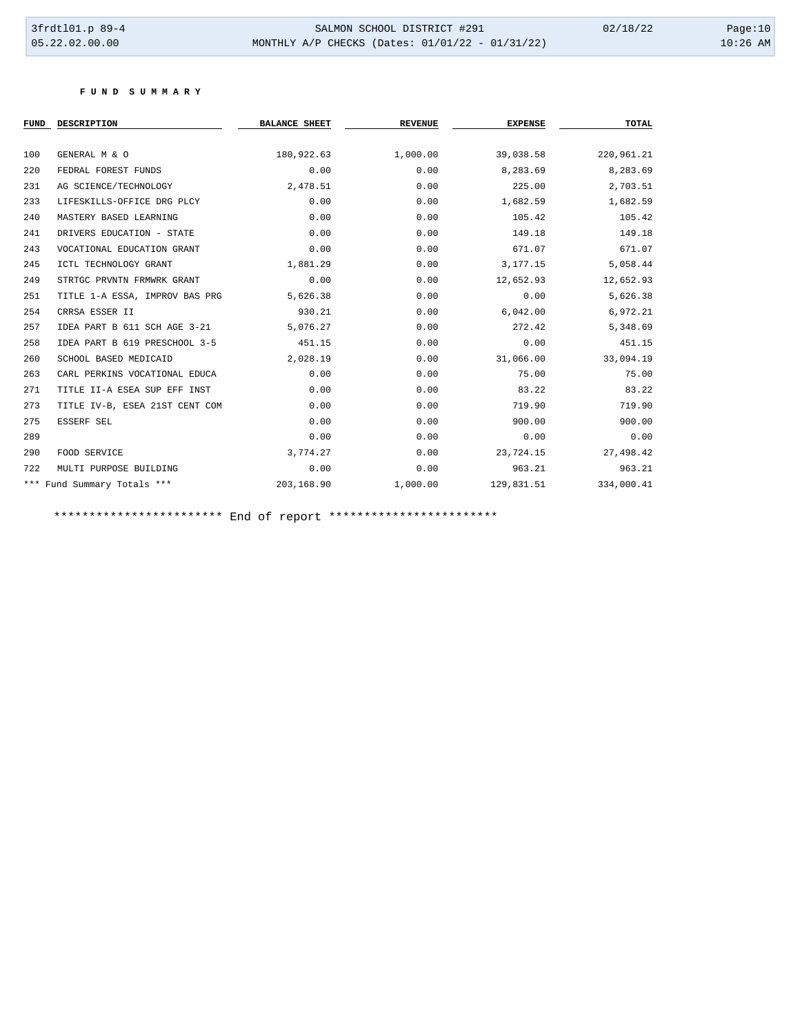**F U N D   S U M M A R Y**

| FUND | DESCRIPTION | BALANCE SHEET | REVENUE | EXPENSE | TOTAL |
|---|---|---|---|---|---|
| 100 | GENERAL M & O | 180,922.63 | 1,000.00 | 39,038.58 | 220,961.21 |
| 220 | FEDRAL FOREST FUNDS | 0.00 | 0.00 | 8,283.69 | 8,283.69 |
| 231 | AG SCIENCE/TECHNOLOGY | 2,478.51 | 0.00 | 225.00 | 2,703.51 |
| 233 | LIFESKILLS-OFFICE DRG PLCY | 0.00 | 0.00 | 1,682.59 | 1,682.59 |
| 240 | MASTERY BASED LEARNING | 0.00 | 0.00 | 105.42 | 105.42 |
| 241 | DRIVERS EDUCATION - STATE | 0.00 | 0.00 | 149.18 | 149.18 |
| 243 | VOCATIONAL EDUCATION GRANT | 0.00 | 0.00 | 671.07 | 671.07 |
| 245 | ICTL TECHNOLOGY GRANT | 1,881.29 | 0.00 | 3,177.15 | 5,058.44 |
| 249 | STRTGC PRVNTN FRMWRK GRANT | 0.00 | 0.00 | 12,652.93 | 12,652.93 |
| 251 | TITLE 1-A ESSA, IMPROV BAS PRG | 5,626.38 | 0.00 | 0.00 | 5,626.38 |
| 254 | CRRSA ESSER II | 930.21 | 0.00 | 6,042.00 | 6,972.21 |
| 257 | IDEA PART B 611 SCH AGE 3-21 | 5,076.27 | 0.00 | 272.42 | 5,348.69 |
| 258 | IDEA PART B 619 PRESCHOOL 3-5 | 451.15 | 0.00 | 0.00 | 451.15 |
| 260 | SCHOOL BASED MEDICAID | 2,028.19 | 0.00 | 31,066.00 | 33,094.19 |
| 263 | CARL PERKINS VOCATIONAL EDUCA | 0.00 | 0.00 | 75.00 | 75.00 |
| 271 | TITLE II-A ESEA SUP EFF INST | 0.00 | 0.00 | 83.22 | 83.22 |
| 273 | TITLE IV-B, ESEA 21ST CENT COM | 0.00 | 0.00 | 719.90 | 719.90 |
| 275 | ESSERF SEL | 0.00 | 0.00 | 900.00 | 900.00 |
| 289 | | 0.00 | 0.00 | 0.00 | 0.00 |
| 290 | FOOD SERVICE | 3,774.27 | 0.00 | 23,724.15 | 27,498.42 |
| 722 | MULTI PURPOSE BUILDING | 0.00 | 0.00 | 963.21 | 963.21 |
| *** Fund Summary Totals *** | | 203,168.90 | 1,000.00 | 129,831.51 | 334,000.41 |

************************ End of report ************************